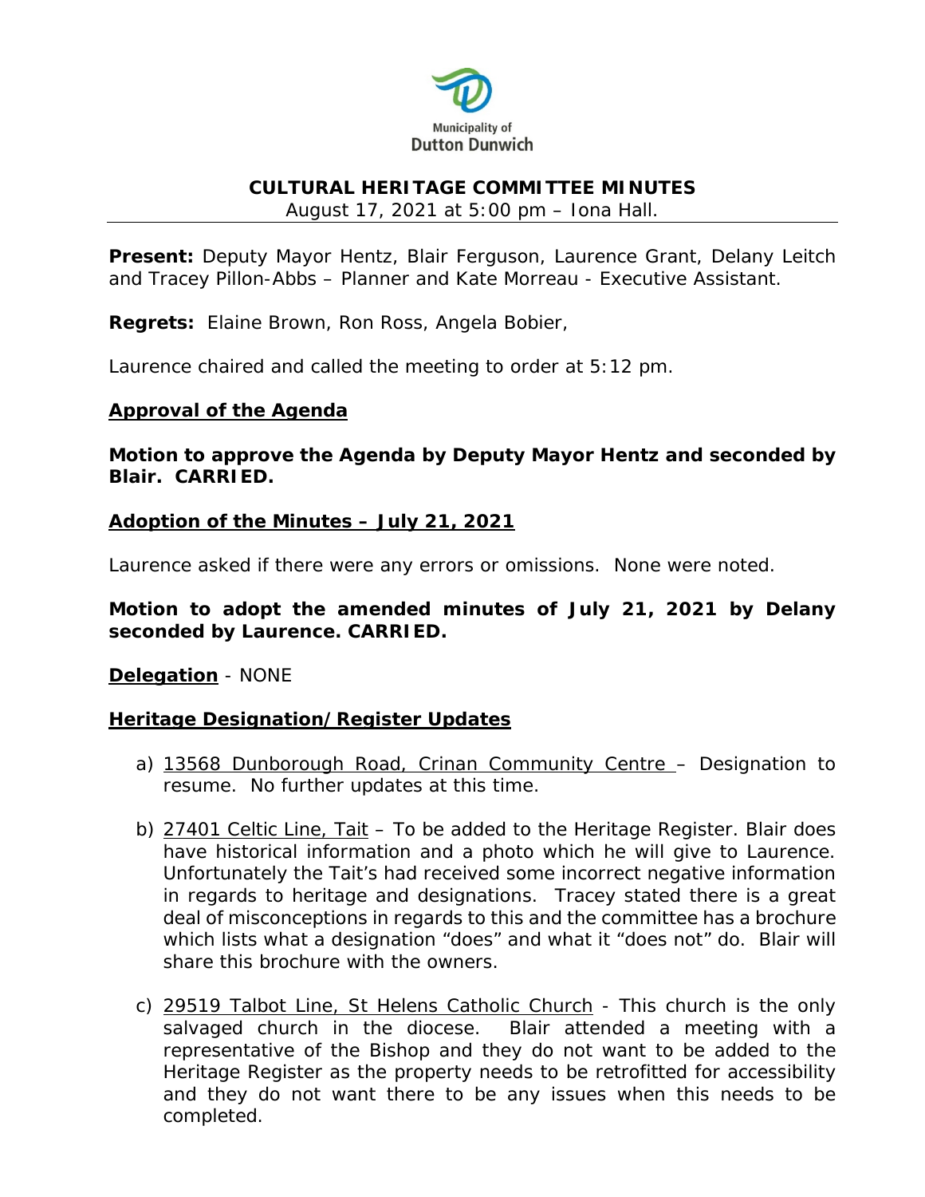Municipality of Dutton Dunwich

# CULTURAL HERITAGE COMMITTEE MINUTES

August 17, 2021 at 5:00 pm – Iona Hall.

**Present:** Deputy Mayor Hentz, Blair Ferguson, Laurence Grant, Delany Leitch and Tracey Pillon-Abbs – Planner and Kate Morreau - Executive Assistant.

**Regrets:** Elaine Brown, Ron Ross, Angela Bobier,

Laurence chaired and called the meeting to order at 5:12 pm.

## Approval of the Agenda

**Motion to approve the Agenda by Deputy Mayor Hentz and seconded by Blair. CARRIED.**

## Adoption of the Minutes – July 21, 2021

Laurence asked if there were any errors or omissions. None were noted.

**Motion to adopt the amended minutes of July 21, 2021 by Delany seconded by Laurence. CARRIED.**

**Delegation** - NONE

## Heritage Designation/Register Updates

a) 13568 Dunborough Road, Crinan Community Centre – Designation to resume. No further updates at this time.

b) 27401 Celtic Line, Tait – To be added to the Heritage Register. Blair does have historical information and a photo which he will give to Laurence. Unfortunately the Tait's had received some incorrect negative information in regards to heritage and designations. Tracey stated there is a great deal of misconceptions in regards to this and the committee has a brochure which lists what a designation "does" and what it "does not" do. Blair will share this brochure with the owners.

c) 29519 Talbot Line, St Helens Catholic Church - This church is the only salvaged church in the diocese. Blair attended a meeting with a representative of the Bishop and they do not want to be added to the Heritage Register as the property needs to be retrofitted for accessibility and they do not want there to be any issues when this needs to be completed.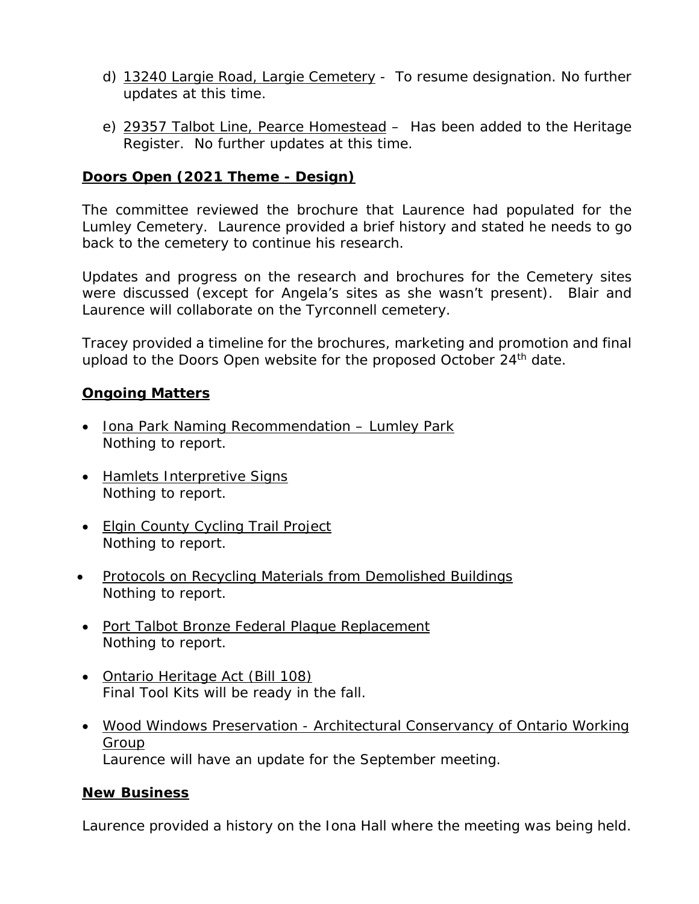d) 13240 Largie Road, Largie Cemetery - To resume designation. No further updates at this time.

e) 29357 Talbot Line, Pearce Homestead – Has been added to the Heritage Register. No further updates at this time.

**Doors Open (2021 Theme - Design)**

The committee reviewed the brochure that Laurence had populated for the Lumley Cemetery. Laurence provided a brief history and stated he needs to go back to the cemetery to continue his research.

Updates and progress on the research and brochures for the Cemetery sites were discussed (except for Angela's sites as she wasn't present). Blair and Laurence will collaborate on the Tyrconnell cemetery.

Tracey provided a timeline for the brochures, marketing and promotion and final upload to the Doors Open website for the proposed October 24th date.

**Ongoing Matters**

- Iona Park Naming Recommendation – Lumley Park
  Nothing to report.

- Hamlets Interpretive Signs
  Nothing to report.

- Elgin County Cycling Trail Project
  Nothing to report.

- Protocols on Recycling Materials from Demolished Buildings
  Nothing to report.

- Port Talbot Bronze Federal Plaque Replacement
  Nothing to report.

- Ontario Heritage Act (Bill 108)
  Final Tool Kits will be ready in the fall.

- Wood Windows Preservation - Architectural Conservancy of Ontario Working Group
  Laurence will have an update for the September meeting.

**New Business**

Laurence provided a history on the Iona Hall where the meeting was being held.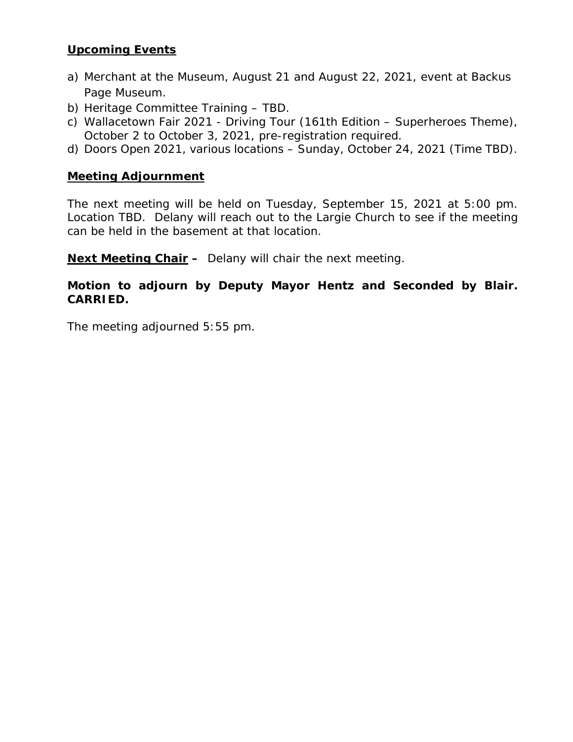**Upcoming Events**

a) Merchant at the Museum, August 21 and August 22, 2021, event at Backus Page Museum.
b) Heritage Committee Training – TBD.
c) Wallacetown Fair 2021 - Driving Tour (161th Edition – Superheroes Theme), October 2 to October 3, 2021, pre-registration required.
d) Doors Open 2021, various locations – Sunday, October 24, 2021 (Time TBD).

**Meeting Adjournment**

The next meeting will be held on Tuesday, September 15, 2021 at 5:00 pm. Location TBD. Delany will reach out to the Largie Church to see if the meeting can be held in the basement at that location.

**Next Meeting Chair –** Delany will chair the next meeting.

**Motion to adjourn by Deputy Mayor Hentz and Seconded by Blair. CARRIED.**

The meeting adjourned 5:55 pm.